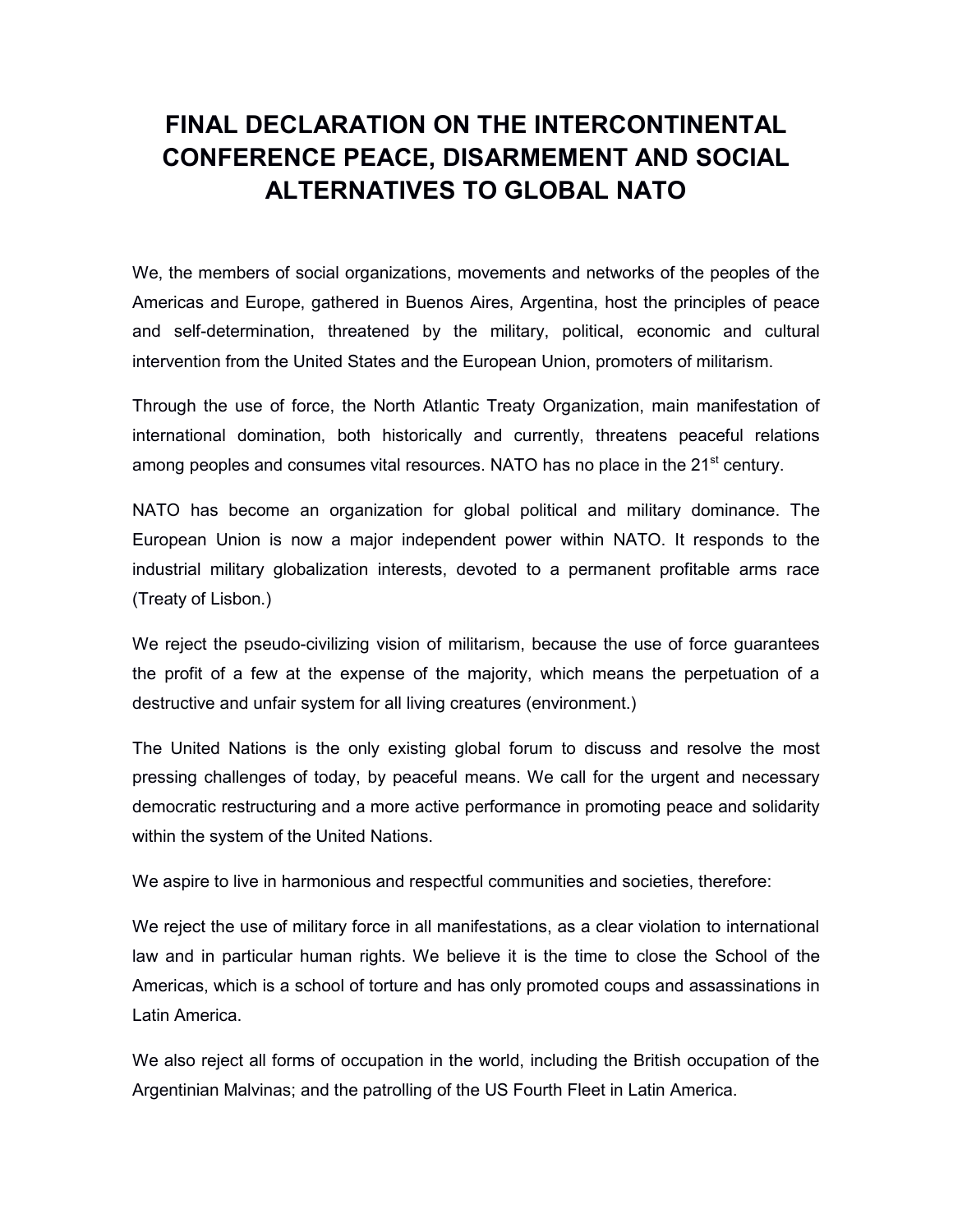# FINAL DECLARATION ON THE INTERCONTINENTAL CONFERENCE PEACE, DISARMEMENT AND SOCIAL ALTERNATIVES TO GLOBAL NATO

We, the members of social organizations, movements and networks of the peoples of the Americas and Europe, gathered in Buenos Aires, Argentina, host the principles of peace and self-determination, threatened by the military, political, economic and cultural intervention from the United States and the European Union, promoters of militarism.

Through the use of force, the North Atlantic Treaty Organization, main manifestation of international domination, both historically and currently, threatens peaceful relations among peoples and consumes vital resources. NATO has no place in the 21st century.

NATO has become an organization for global political and military dominance. The European Union is now a major independent power within NATO. It responds to the industrial military globalization interests, devoted to a permanent profitable arms race (Treaty of Lisbon.)

We reject the pseudo-civilizing vision of militarism, because the use of force guarantees the profit of a few at the expense of the majority, which means the perpetuation of a destructive and unfair system for all living creatures (environment.)

The United Nations is the only existing global forum to discuss and resolve the most pressing challenges of today, by peaceful means. We call for the urgent and necessary democratic restructuring and a more active performance in promoting peace and solidarity within the system of the United Nations.

We aspire to live in harmonious and respectful communities and societies, therefore:

We reject the use of military force in all manifestations, as a clear violation to international law and in particular human rights. We believe it is the time to close the School of the Americas, which is a school of torture and has only promoted coups and assassinations in Latin America.

We also reject all forms of occupation in the world, including the British occupation of the Argentinian Malvinas; and the patrolling of the US Fourth Fleet in Latin America.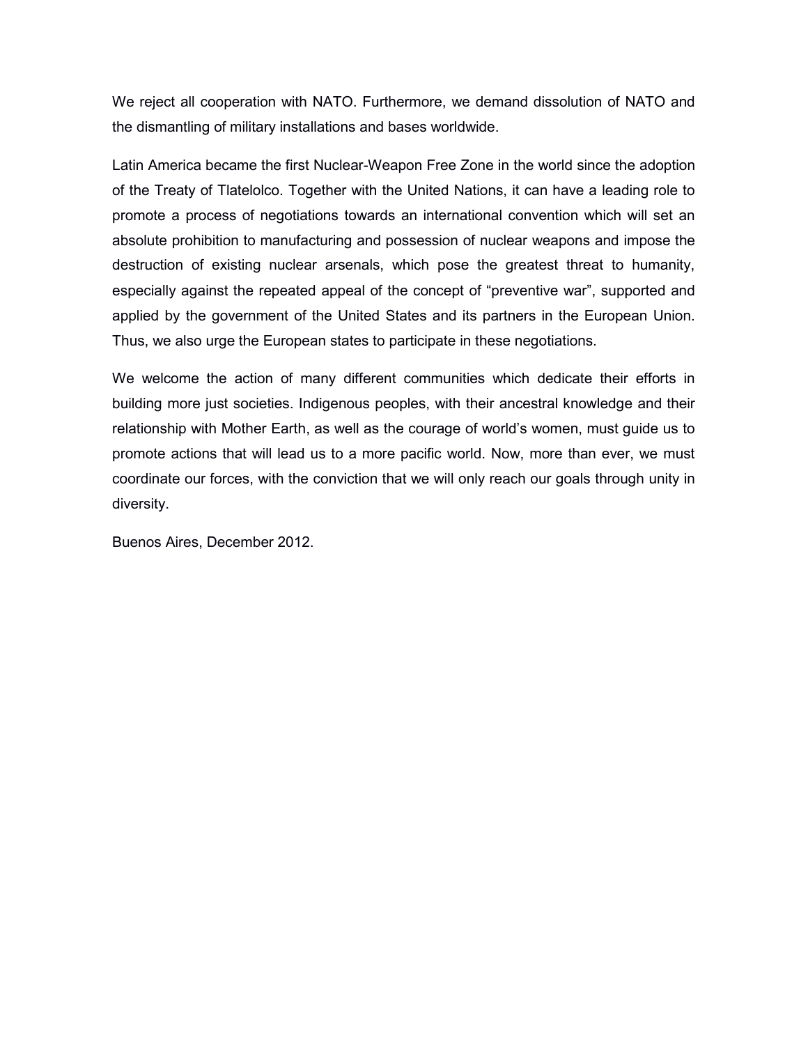We reject all cooperation with NATO. Furthermore, we demand dissolution of NATO and the dismantling of military installations and bases worldwide.

Latin America became the first Nuclear-Weapon Free Zone in the world since the adoption of the Treaty of Tlatelolco. Together with the United Nations, it can have a leading role to promote a process of negotiations towards an international convention which will set an absolute prohibition to manufacturing and possession of nuclear weapons and impose the destruction of existing nuclear arsenals, which pose the greatest threat to humanity, especially against the repeated appeal of the concept of "preventive war", supported and applied by the government of the United States and its partners in the European Union. Thus, we also urge the European states to participate in these negotiations.

We welcome the action of many different communities which dedicate their efforts in building more just societies. Indigenous peoples, with their ancestral knowledge and their relationship with Mother Earth, as well as the courage of world's women, must guide us to promote actions that will lead us to a more pacific world. Now, more than ever, we must coordinate our forces, with the conviction that we will only reach our goals through unity in diversity.

Buenos Aires, December 2012.